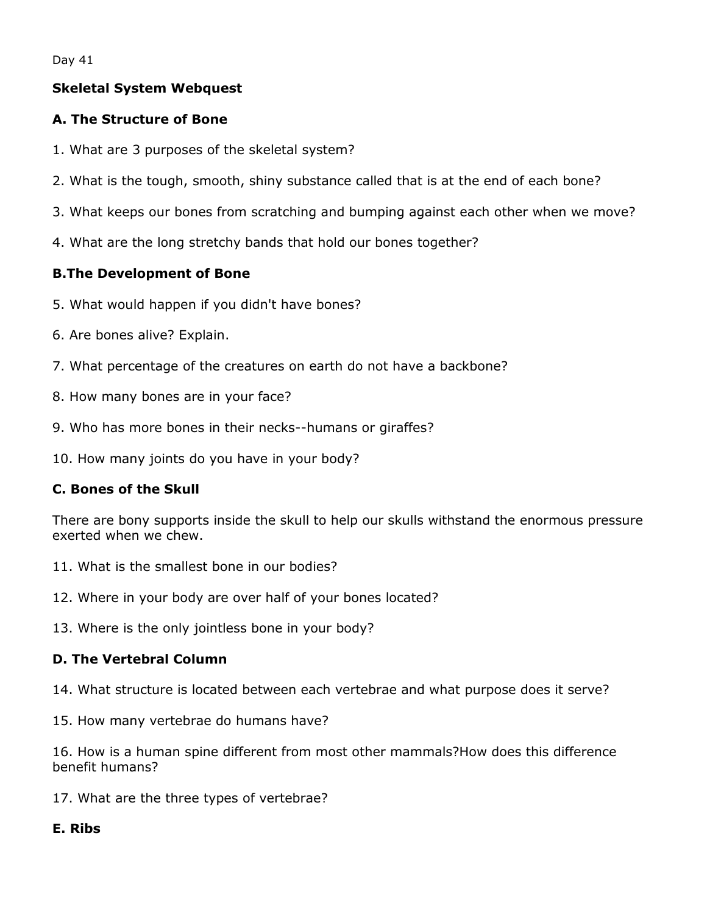Day 41

**Skeletal System Webquest**

**A. The Structure of Bone**

1. What are 3 purposes of the skeletal system?

2. What is the tough, smooth, shiny substance called that is at the end of each bone?

3. What keeps our bones from scratching and bumping against each other when we move?

4. What are the long stretchy bands that hold our bones together?

**B.The Development of Bone**

5. What would happen if you didn't have bones?

6. Are bones alive? Explain.

7. What percentage of the creatures on earth do not have a backbone?

8. How many bones are in your face?

9. Who has more bones in their necks--humans or giraffes?

10. How many joints do you have in your body?

**C. Bones of the Skull**

There are bony supports inside the skull to help our skulls withstand the enormous pressure exerted when we chew.

11. What is the smallest bone in our bodies?

12. Where in your body are over half of your bones located?

13. Where is the only jointless bone in your body?

**D. The Vertebral Column**

14. What structure is located between each vertebrae and what purpose does it serve?

15. How many vertebrae do humans have?

16. How is a human spine different from most other mammals?How does this difference benefit humans?

17. What are the three types of vertebrae?

**E. Ribs**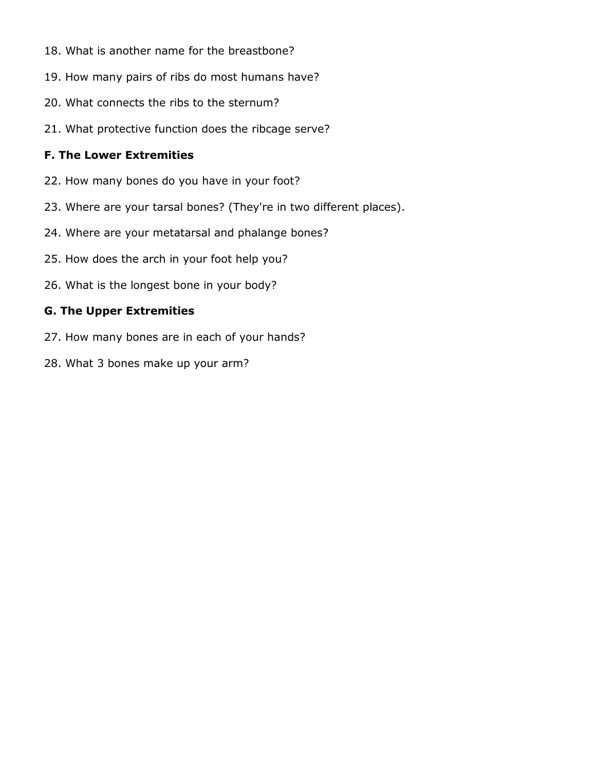18. What is another name for the breastbone?

19. How many pairs of ribs do most humans have?

20. What connects the ribs to the sternum?

21. What protective function does the ribcage serve?

### F. The Lower Extremities

22. How many bones do you have in your foot?

23. Where are your tarsal bones? (They're in two different places).

24. Where are your metatarsal and phalange bones?

25. How does the arch in your foot help you?

26. What is the longest bone in your body?

### G. The Upper Extremities

27. How many bones are in each of your hands?

28. What 3 bones make up your arm?